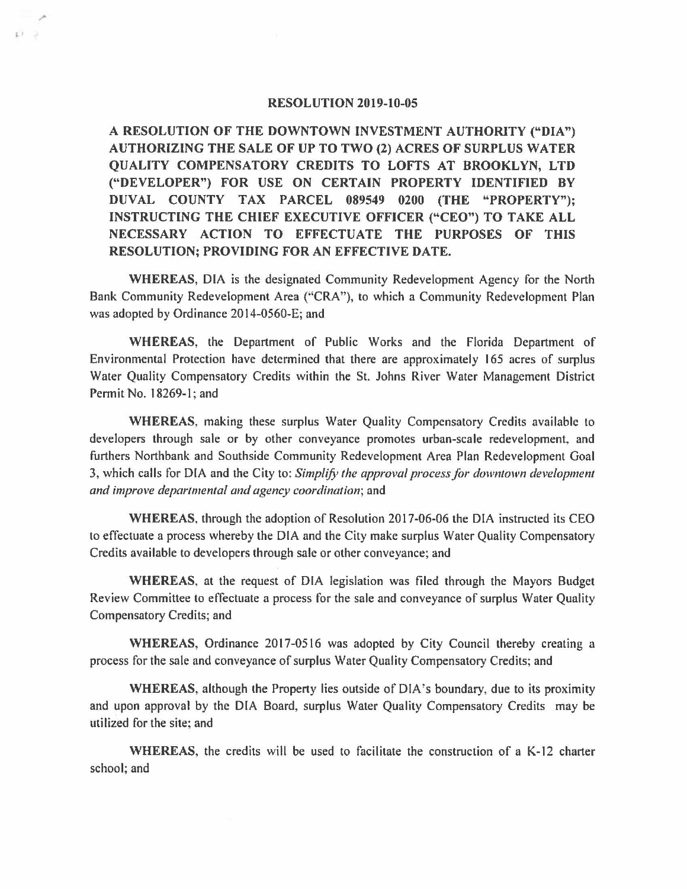# RESOLUTION 2019-10-05

**A RESOLUTION OF THE DOWNTOWN INVESTMENT AUTHORITY ("DIA") AUTHORIZING THE SALE OF UP TO TWO (2) ACRES OF SURPLUS WATER QUALITY COMPENSATORY CREDITS TO LOFTS AT BROOKLYN, LTD ("DEVELOPER") FOR USE ON CERTAIN PROPERTY IDENTIFIED BY DUVAL COUNTY TAX PARCEL 089549 0200 (THE "PROPERTY"); INSTRUCTING THE CHIEF EXECUTIVE OFFICER ("CEO") TO TAKE ALL NECESSARY ACTION TO EFFECTUATE THE PURPOSES OF THIS RESOLUTION; PROVIDING FOR AN EFFECTIVE DATE.**

**WHEREAS**, DIA is the designated Community Redevelopment Agency for the North Bank Community Redevelopment Area ("CRA"), to which a Community Redevelopment Plan was adopted by Ordinance 2014-0560-E; and

**WHEREAS**, the Department of Public Works and the Florida Department of Environmental Protection have determined that there are approximately 165 acres of surplus Water Quality Compensatory Credits within the St. Johns River Water Management District Permit No. 18269-1; and

**WHEREAS**, making these surplus Water Quality Compensatory Credits available to developers through sale or by other conveyance promotes urban-scale redevelopment, and furthers Northbank and Southside Community Redevelopment Area Plan Redevelopment Goal 3, which calls for DIA and the City to: *Simplify the approval process for downtown development and improve departmental and agency coordination*; and

**WHEREAS**, through the adoption of Resolution 2017-06-06 the DIA instructed its CEO to effectuate a process whereby the DIA and the City make surplus Water Quality Compensatory Credits available to developers through sale or other conveyance; and

**WHEREAS**, at the request of DIA legislation was filed through the Mayors Budget Review Committee to effectuate a process for the sale and conveyance of surplus Water Quality Compensatory Credits; and

**WHEREAS**, Ordinance 2017-0516 was adopted by City Council thereby creating a process for the sale and conveyance of surplus Water Quality Compensatory Credits; and

**WHEREAS**, although the Property lies outside of DIA's boundary, due to its proximity and upon approval by the DIA Board, surplus Water Quality Compensatory Credits may be utilized for the site; and

**WHEREAS**, the credits will be used to facilitate the construction of a K-12 charter school; and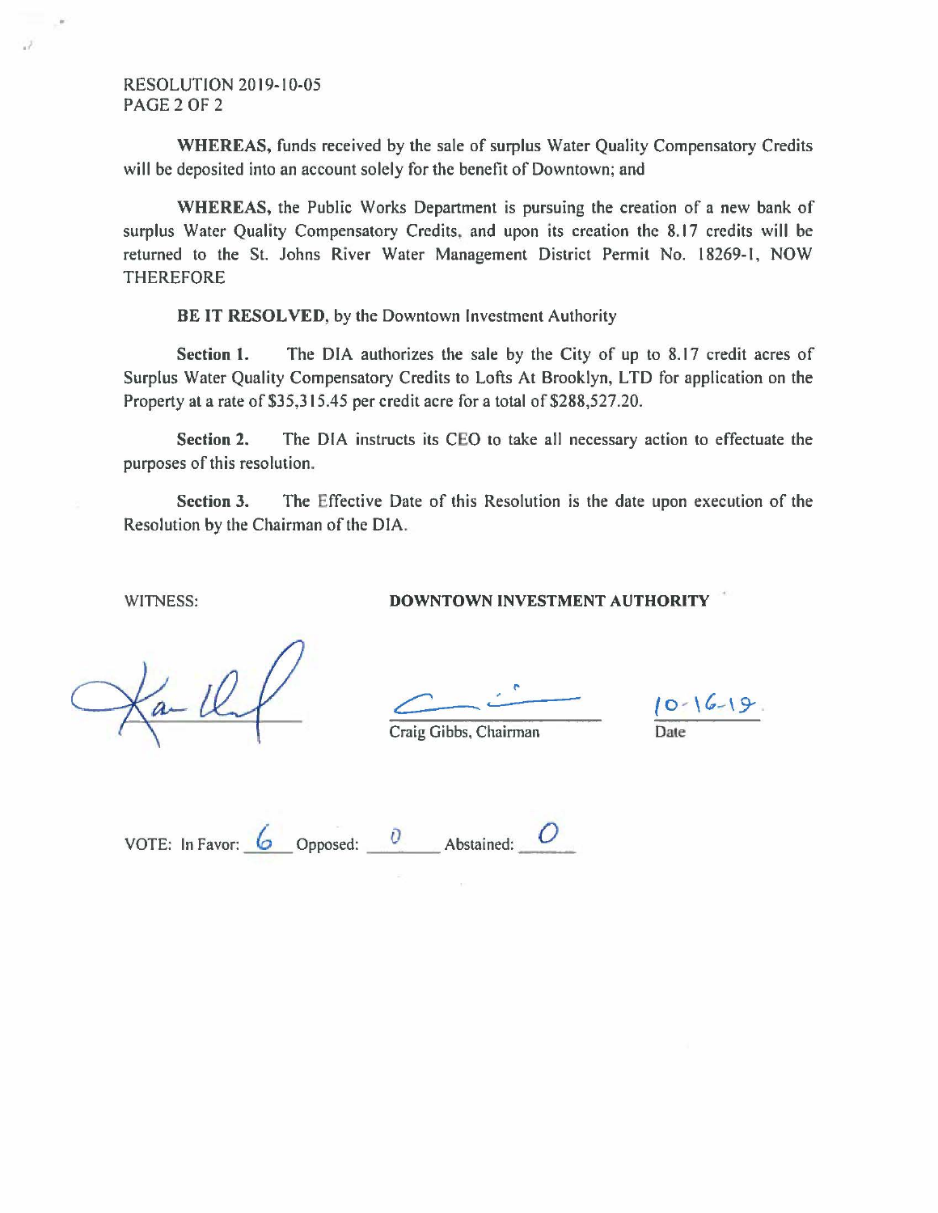RESOLUTION 2019-10-05

**WHEREAS,** funds received by the sale of surplus Water Quality Compensatory Credits will be deposited into an account solely for the benefit of Downtown; and

**WHEREAS,** the Public Works Department is pursuing the creation of a new bank of surplus Water Quality Compensatory Credits, and upon its creation the 8.17 credits will be returned to the St. Johns River Water Management District Permit No. 18269-1, NOW THEREFORE

**BE IT RESOLVED**, by the Downtown Investment Authority

**Section 1.** The DIA authorizes the sale by the City of up to 8.17 credit acres of Surplus Water Quality Compensatory Credits to Lofts At Brooklyn, LTD for application on the Property at a rate of $35,315.45 per credit acre for a total of $288,527.20.

**Section 2.** The DIA instructs its CEO to take all necessary action to effectuate the purposes of this resolution.

**Section 3.** The Effective Date of this Resolution is the date upon execution of the Resolution by the Chairman of the DIA.

WITNESS: **DOWNTOWN INVESTMENT AUTHORITY**

Craig Gibbs, Chairman

10-16-19
Date

VOTE: In Favor: 6 Opposed: 0 Abstained: 0